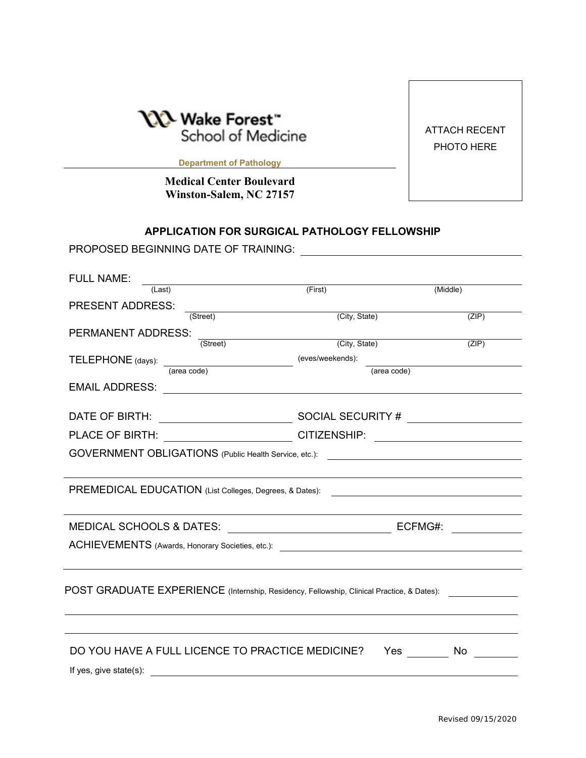Wake Forest™ School of Medicine

**Department of Pathology**

**Medical Center Boulevard**
**Winston-Salem, NC 27157**

ATTACH RECENT PHOTO HERE

## APPLICATION FOR SURGICAL PATHOLOGY FELLOWSHIP

PROPOSED BEGINNING DATE OF TRAINING: ______________________________

FULL NAME: ______________________________
(Last) (First) (Middle)

PRESENT ADDRESS: ______________________________
(Street) (City, State) (ZIP)

PERMANENT ADDRESS: ______________________________
(Street) (City, State) (ZIP)

TELEPHONE (days): ______________ (area code) (eves/weekends): ______________ (area code)

EMAIL ADDRESS: ______________________________

DATE OF BIRTH: ______________ SOCIAL SECURITY # ______________

PLACE OF BIRTH: ______________ CITIZENSHIP: ______________

GOVERNMENT OBLIGATIONS (Public Health Service, etc.): ______________________________

PREMEDICAL EDUCATION (List Colleges, Degrees, & Dates): ______________________________

MEDICAL SCHOOLS & DATES: ______________ ECFMG#: ______________

ACHIEVEMENTS (Awards, Honorary Societies, etc.): ______________________________

POST GRADUATE EXPERIENCE (Internship, Residency, Fellowship, Clinical Practice, & Dates): ______________

DO YOU HAVE A FULL LICENCE TO PRACTICE MEDICINE? Yes ______ No ______

If yes, give state(s): ______________________________

Revised 09/15/2020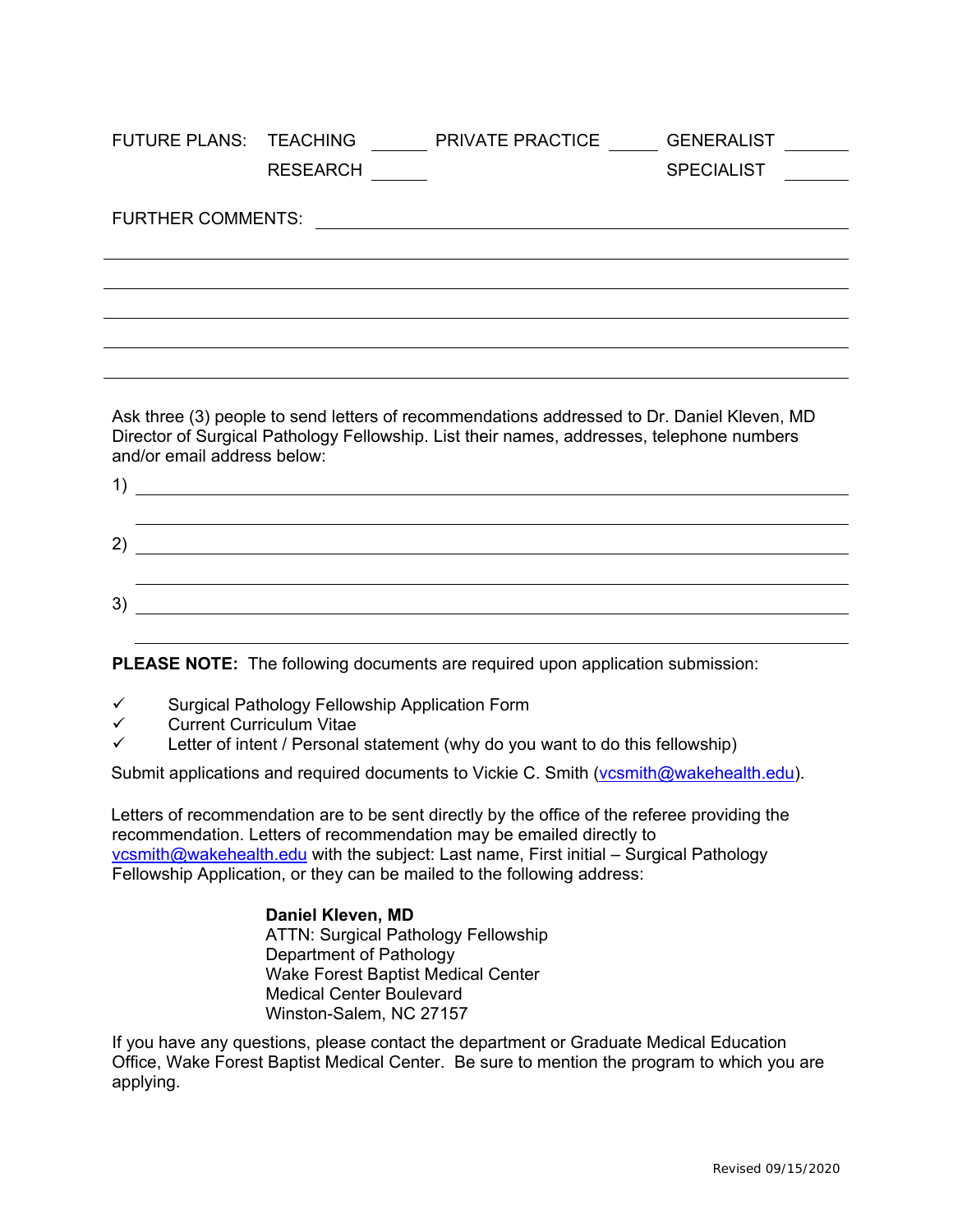FUTURE PLANS: TEACHING ______ PRIVATE PRACTICE ______ GENERALIST ______

RESEARCH ______ SPECIALIST ______

FURTHER COMMENTS: ____________________________________________

________________________________________________________________

________________________________________________________________

________________________________________________________________

________________________________________________________________

________________________________________________________________

Ask three (3) people to send letters of recommendations addressed to Dr. Daniel Kleven, MD Director of Surgical Pathology Fellowship. List their names, addresses, telephone numbers and/or email address below:

1) ____________________________________________________________

____________________________________________________________

2) ____________________________________________________________

____________________________________________________________

3) ____________________________________________________________

____________________________________________________________

**PLEASE NOTE:** The following documents are required upon application submission:

- ✓ Surgical Pathology Fellowship Application Form
- ✓ Current Curriculum Vitae
- ✓ Letter of intent / Personal statement (why do you want to do this fellowship)

Submit applications and required documents to Vickie C. Smith (vcsmith@wakehealth.edu).

Letters of recommendation are to be sent directly by the office of the referee providing the recommendation. Letters of recommendation may be emailed directly to vcsmith@wakehealth.edu with the subject: Last name, First initial – Surgical Pathology Fellowship Application, or they can be mailed to the following address:

**Daniel Kleven, MD**
ATTN: Surgical Pathology Fellowship
Department of Pathology
Wake Forest Baptist Medical Center
Medical Center Boulevard
Winston-Salem, NC 27157

If you have any questions, please contact the department or Graduate Medical Education Office, Wake Forest Baptist Medical Center. Be sure to mention the program to which you are applying.

Revised 09/15/2020